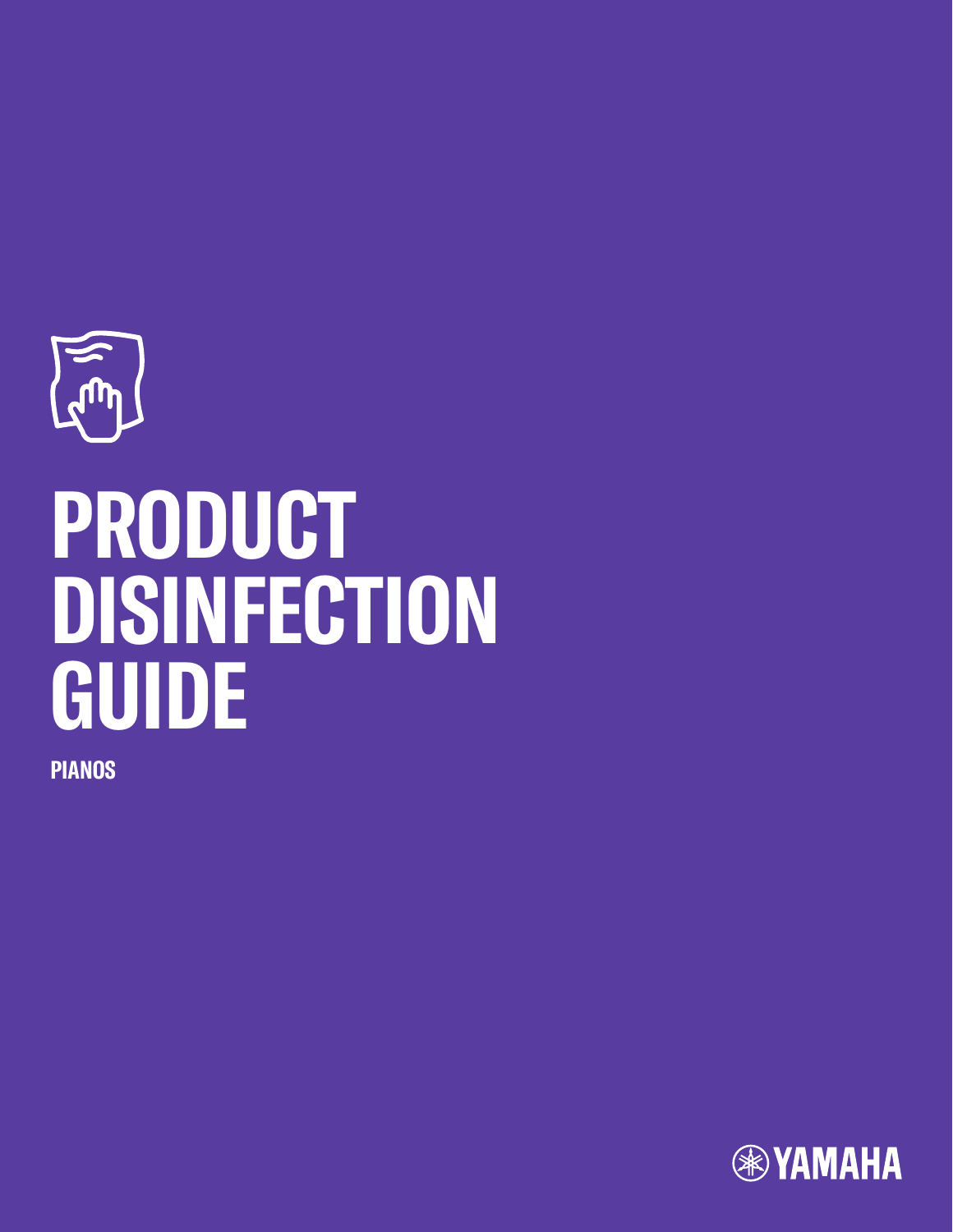# PRODUCT DISINFECTION GUIDE

**PIANOS**

YAMAHA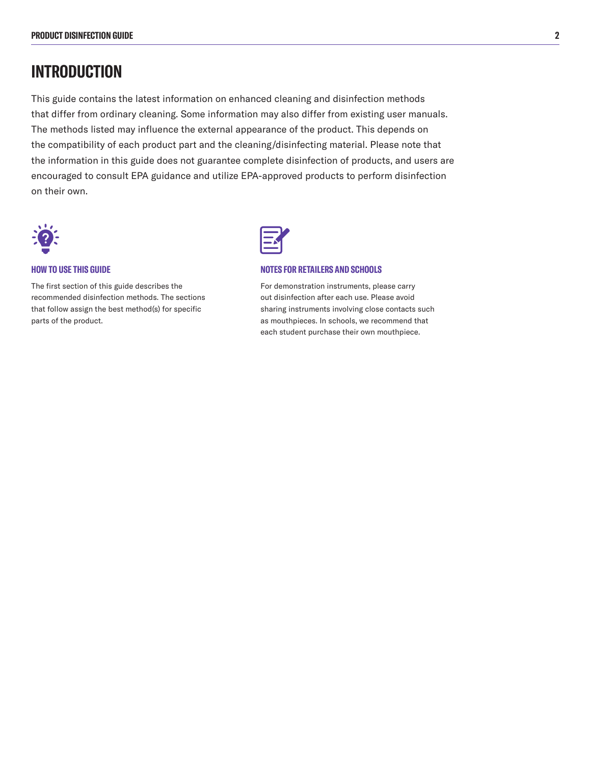# INTRODUCTION

This guide contains the latest information on enhanced cleaning and disinfection methods that differ from ordinary cleaning. Some information may also differ from existing user manuals. The methods listed may influence the external appearance of the product. This depends on the compatibility of each product part and the cleaning/disinfecting material. Please note that the information in this guide does not guarantee complete disinfection of products, and users are encouraged to consult EPA guidance and utilize EPA-approved products to perform disinfection on their own.

### HOW TO USE THIS GUIDE

The first section of this guide describes the recommended disinfection methods. The sections that follow assign the best method(s) for specific parts of the product.

### NOTES FOR RETAILERS AND SCHOOLS

For demonstration instruments, please carry out disinfection after each use. Please avoid sharing instruments involving close contacts such as mouthpieces. In schools, we recommend that each student purchase their own mouthpiece.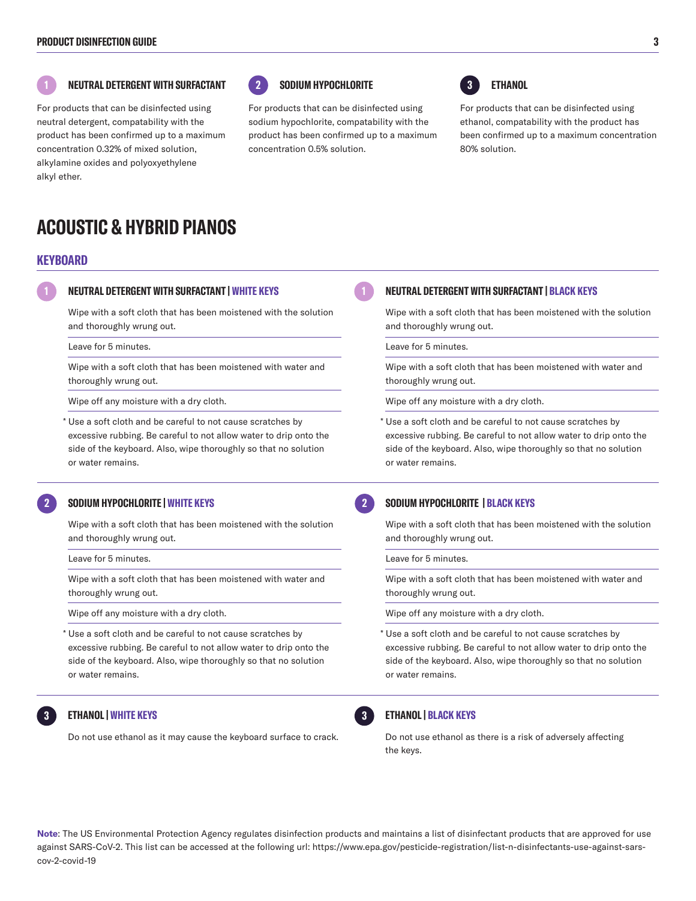### 1 NEUTRAL DETERGENT WITH SURFACTANT

For products that can be disinfected using neutral detergent, compatability with the product has been confirmed up to a maximum concentration 0.32% of mixed solution, alkylamine oxides and polyoxyethylene alkyl ether.

### 2 SODIUM HYPOCHLORITE

For products that can be disinfected using sodium hypochlorite, compatability with the product has been confirmed up to a maximum concentration 0.5% solution.

### 3 ETHANOL

For products that can be disinfected using ethanol, compatability with the product has been confirmed up to a maximum concentration 80% solution.

# ACOUSTIC & HYBRID PIANOS

## KEYBOARD

### 1 NEUTRAL DETERGENT WITH SURFACTANT | WHITE KEYS

Wipe with a soft cloth that has been moistened with the solution and thoroughly wrung out.

Leave for 5 minutes.

Wipe with a soft cloth that has been moistened with water and thoroughly wrung out.

Wipe off any moisture with a dry cloth.

\* Use a soft cloth and be careful to not cause scratches by excessive rubbing. Be careful to not allow water to drip onto the side of the keyboard. Also, wipe thoroughly so that no solution or water remains.

### 1 NEUTRAL DETERGENT WITH SURFACTANT | BLACK KEYS

Wipe with a soft cloth that has been moistened with the solution and thoroughly wrung out.

Leave for 5 minutes.

Wipe with a soft cloth that has been moistened with water and thoroughly wrung out.

Wipe off any moisture with a dry cloth.

\* Use a soft cloth and be careful to not cause scratches by excessive rubbing. Be careful to not allow water to drip onto the side of the keyboard. Also, wipe thoroughly so that no solution or water remains.

### 2 SODIUM HYPOCHLORITE | WHITE KEYS

Wipe with a soft cloth that has been moistened with the solution and thoroughly wrung out.

Leave for 5 minutes.

Wipe with a soft cloth that has been moistened with water and thoroughly wrung out.

Wipe off any moisture with a dry cloth.

\* Use a soft cloth and be careful to not cause scratches by excessive rubbing. Be careful to not allow water to drip onto the side of the keyboard. Also, wipe thoroughly so that no solution or water remains.

### 2 SODIUM HYPOCHLORITE | BLACK KEYS

Wipe with a soft cloth that has been moistened with the solution and thoroughly wrung out.

Leave for 5 minutes.

Wipe with a soft cloth that has been moistened with water and thoroughly wrung out.

Wipe off any moisture with a dry cloth.

\* Use a soft cloth and be careful to not cause scratches by excessive rubbing. Be careful to not allow water to drip onto the side of the keyboard. Also, wipe thoroughly so that no solution or water remains.

### 3 ETHANOL | WHITE KEYS

Do not use ethanol as it may cause the keyboard surface to crack.

### 3 ETHANOL | BLACK KEYS

Do not use ethanol as there is a risk of adversely affecting the keys.

**Note**: The US Environmental Protection Agency regulates disinfection products and maintains a list of disinfectant products that are approved for use against SARS-CoV-2. This list can be accessed at the following url: https://www.epa.gov/pesticide-registration/list-n-disinfectants-use-against-sars-cov-2-covid-19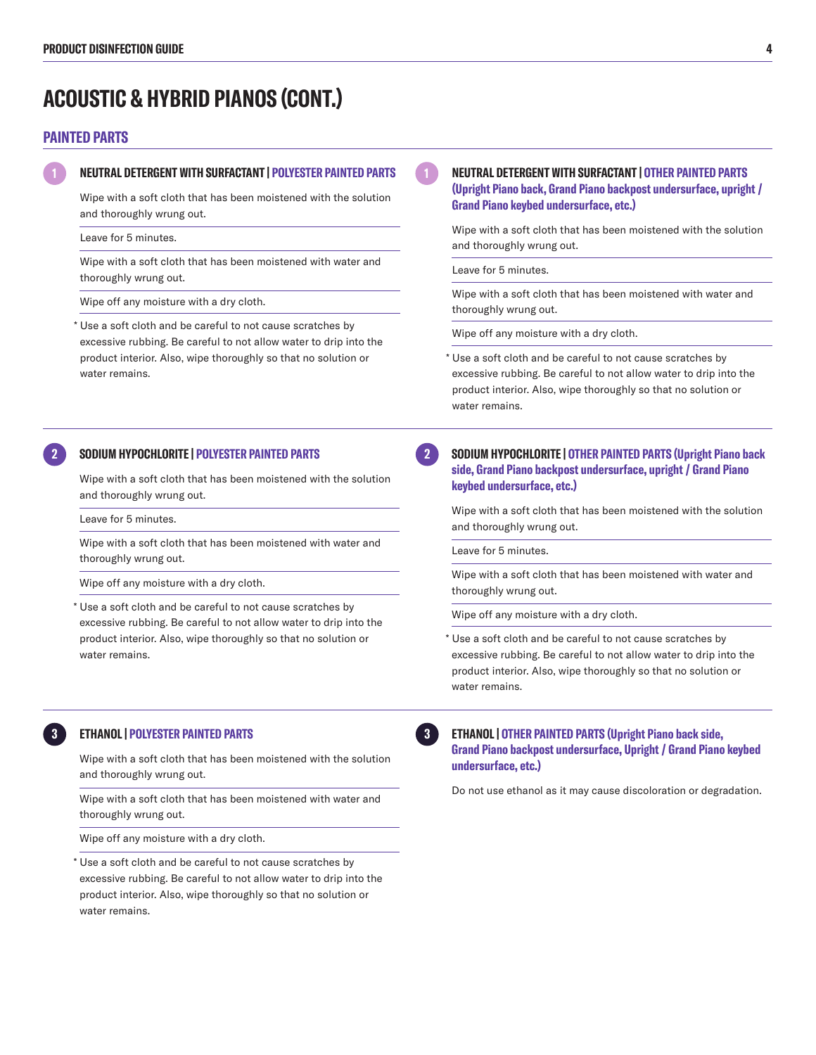# ACOUSTIC & HYBRID PIANOS (CONT.)

## PAINTED PARTS

### 1 NEUTRAL DETERGENT WITH SURFACTANT | POLYESTER PAINTED PARTS

Wipe with a soft cloth that has been moistened with the solution and thoroughly wrung out.

Leave for 5 minutes.

Wipe with a soft cloth that has been moistened with water and thoroughly wrung out.

Wipe off any moisture with a dry cloth.

* Use a soft cloth and be careful to not cause scratches by excessive rubbing. Be careful to not allow water to drip into the product interior. Also, wipe thoroughly so that no solution or water remains.

### 1 NEUTRAL DETERGENT WITH SURFACTANT | OTHER PAINTED PARTS (Upright Piano back, Grand Piano backpost undersurface, upright / Grand Piano keybed undersurface, etc.)

Wipe with a soft cloth that has been moistened with the solution and thoroughly wrung out.

Leave for 5 minutes.

Wipe with a soft cloth that has been moistened with water and thoroughly wrung out.

Wipe off any moisture with a dry cloth.

* Use a soft cloth and be careful to not cause scratches by excessive rubbing. Be careful to not allow water to drip into the product interior. Also, wipe thoroughly so that no solution or water remains.

### 2 SODIUM HYPOCHLORITE | POLYESTER PAINTED PARTS

Wipe with a soft cloth that has been moistened with the solution and thoroughly wrung out.

Leave for 5 minutes.

Wipe with a soft cloth that has been moistened with water and thoroughly wrung out.

Wipe off any moisture with a dry cloth.

* Use a soft cloth and be careful to not cause scratches by excessive rubbing. Be careful to not allow water to drip into the product interior. Also, wipe thoroughly so that no solution or water remains.

### 2 SODIUM HYPOCHLORITE | OTHER PAINTED PARTS (Upright Piano back side, Grand Piano backpost undersurface, upright / Grand Piano keybed undersurface, etc.)

Wipe with a soft cloth that has been moistened with the solution and thoroughly wrung out.

Leave for 5 minutes.

Wipe with a soft cloth that has been moistened with water and thoroughly wrung out.

Wipe off any moisture with a dry cloth.

* Use a soft cloth and be careful to not cause scratches by excessive rubbing. Be careful to not allow water to drip into the product interior. Also, wipe thoroughly so that no solution or water remains.

### 3 ETHANOL | POLYESTER PAINTED PARTS

Wipe with a soft cloth that has been moistened with the solution and thoroughly wrung out.

Wipe with a soft cloth that has been moistened with water and thoroughly wrung out.

Wipe off any moisture with a dry cloth.

* Use a soft cloth and be careful to not cause scratches by excessive rubbing. Be careful to not allow water to drip into the product interior. Also, wipe thoroughly so that no solution or water remains.

### 3 ETHANOL | OTHER PAINTED PARTS (Upright Piano back side, Grand Piano backpost undersurface, Upright / Grand Piano keybed undersurface, etc.)

Do not use ethanol as it may cause discoloration or degradation.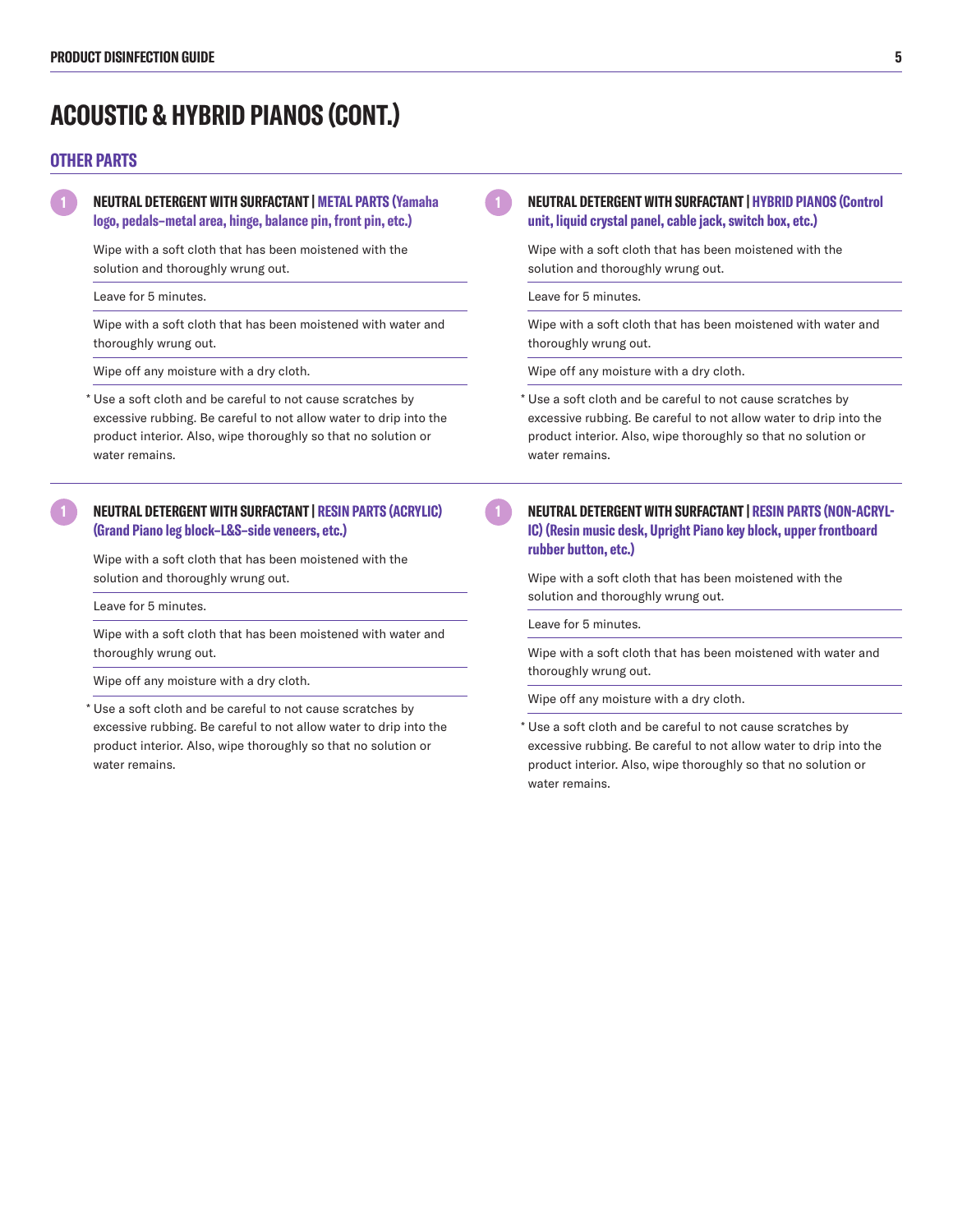# ACOUSTIC & HYBRID PIANOS (CONT.)

## OTHER PARTS

### 1 NEUTRAL DETERGENT WITH SURFACTANT | METAL PARTS (Yamaha logo, pedals–metal area, hinge, balance pin, front pin, etc.)

Wipe with a soft cloth that has been moistened with the solution and thoroughly wrung out.

Leave for 5 minutes.

Wipe with a soft cloth that has been moistened with water and thoroughly wrung out.

Wipe off any moisture with a dry cloth.

* Use a soft cloth and be careful to not cause scratches by excessive rubbing. Be careful to not allow water to drip into the product interior. Also, wipe thoroughly so that no solution or water remains.

### 1 NEUTRAL DETERGENT WITH SURFACTANT | HYBRID PIANOS (Control unit, liquid crystal panel, cable jack, switch box, etc.)

Wipe with a soft cloth that has been moistened with the solution and thoroughly wrung out.

Leave for 5 minutes.

Wipe with a soft cloth that has been moistened with water and thoroughly wrung out.

Wipe off any moisture with a dry cloth.

* Use a soft cloth and be careful to not cause scratches by excessive rubbing. Be careful to not allow water to drip into the product interior. Also, wipe thoroughly so that no solution or water remains.

### 1 NEUTRAL DETERGENT WITH SURFACTANT | RESIN PARTS (ACRYLIC) (Grand Piano leg block–L&S–side veneers, etc.)

Wipe with a soft cloth that has been moistened with the solution and thoroughly wrung out.

Leave for 5 minutes.

Wipe with a soft cloth that has been moistened with water and thoroughly wrung out.

Wipe off any moisture with a dry cloth.

* Use a soft cloth and be careful to not cause scratches by excessive rubbing. Be careful to not allow water to drip into the product interior. Also, wipe thoroughly so that no solution or water remains.

### 1 NEUTRAL DETERGENT WITH SURFACTANT | RESIN PARTS (NON-ACRYLIC) (Resin music desk, Upright Piano key block, upper frontboard rubber button, etc.)

Wipe with a soft cloth that has been moistened with the solution and thoroughly wrung out.

Leave for 5 minutes.

Wipe with a soft cloth that has been moistened with water and thoroughly wrung out.

Wipe off any moisture with a dry cloth.

* Use a soft cloth and be careful to not cause scratches by excessive rubbing. Be careful to not allow water to drip into the product interior. Also, wipe thoroughly so that no solution or water remains.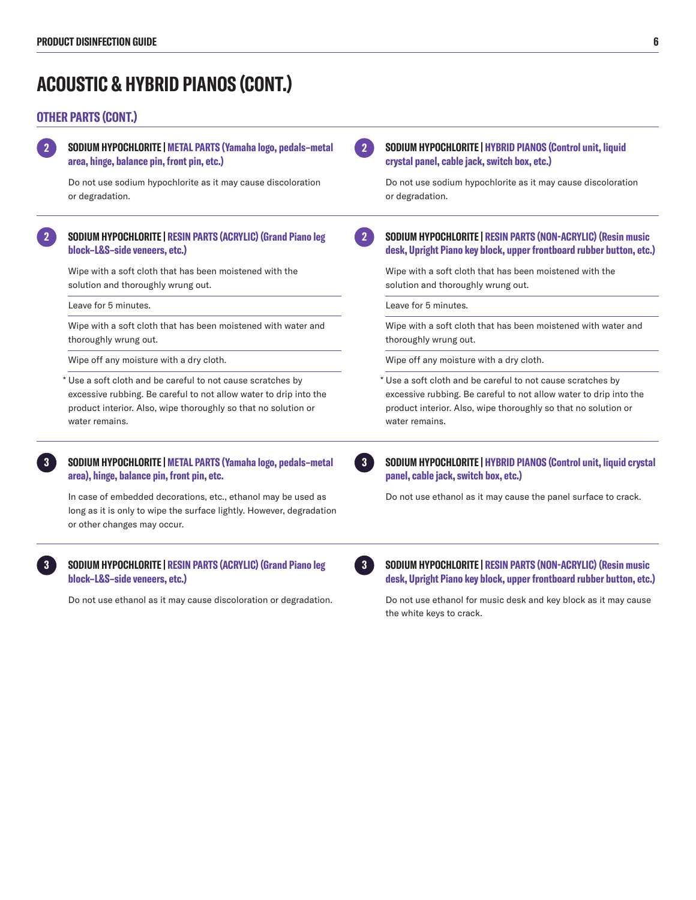# ACOUSTIC & HYBRID PIANOS (CONT.)

## OTHER PARTS (CONT.)

**2**

**SODIUM HYPOCHLORITE | METAL PARTS (Yamaha logo, pedals–metal area, hinge, balance pin, front pin, etc.)**

Do not use sodium hypochlorite as it may cause discoloration or degradation.

**2**

**SODIUM HYPOCHLORITE | HYBRID PIANOS (Control unit, liquid crystal panel, cable jack, switch box, etc.)**

Do not use sodium hypochlorite as it may cause discoloration or degradation.

**2**

**SODIUM HYPOCHLORITE | RESIN PARTS (ACRYLIC) (Grand Piano leg block–L&S–side veneers, etc.)**

Wipe with a soft cloth that has been moistened with the solution and thoroughly wrung out.

Leave for 5 minutes.

Wipe with a soft cloth that has been moistened with water and thoroughly wrung out.

Wipe off any moisture with a dry cloth.

* Use a soft cloth and be careful to not cause scratches by excessive rubbing. Be careful to not allow water to drip into the product interior. Also, wipe thoroughly so that no solution or water remains.

**2**

**SODIUM HYPOCHLORITE | RESIN PARTS (NON-ACRYLIC) (Resin music desk, Upright Piano key block, upper frontboard rubber button, etc.)**

Wipe with a soft cloth that has been moistened with the solution and thoroughly wrung out.

Leave for 5 minutes.

Wipe with a soft cloth that has been moistened with water and thoroughly wrung out.

Wipe off any moisture with a dry cloth.

* Use a soft cloth and be careful to not cause scratches by excessive rubbing. Be careful to not allow water to drip into the product interior. Also, wipe thoroughly so that no solution or water remains.

**3**

**SODIUM HYPOCHLORITE | METAL PARTS (Yamaha logo, pedals–metal area), hinge, balance pin, front pin, etc.**

In case of embedded decorations, etc., ethanol may be used as long as it is only to wipe the surface lightly. However, degradation or other changes may occur.

**3**

**SODIUM HYPOCHLORITE | HYBRID PIANOS (Control unit, liquid crystal panel, cable jack, switch box, etc.)**

Do not use ethanol as it may cause the panel surface to crack.

**3**

**SODIUM HYPOCHLORITE | RESIN PARTS (ACRYLIC) (Grand Piano leg block–L&S–side veneers, etc.)**

Do not use ethanol as it may cause discoloration or degradation.

**3**

**SODIUM HYPOCHLORITE | RESIN PARTS (NON-ACRYLIC) (Resin music desk, Upright Piano key block, upper frontboard rubber button, etc.)**

Do not use ethanol for music desk and key block as it may cause the white keys to crack.